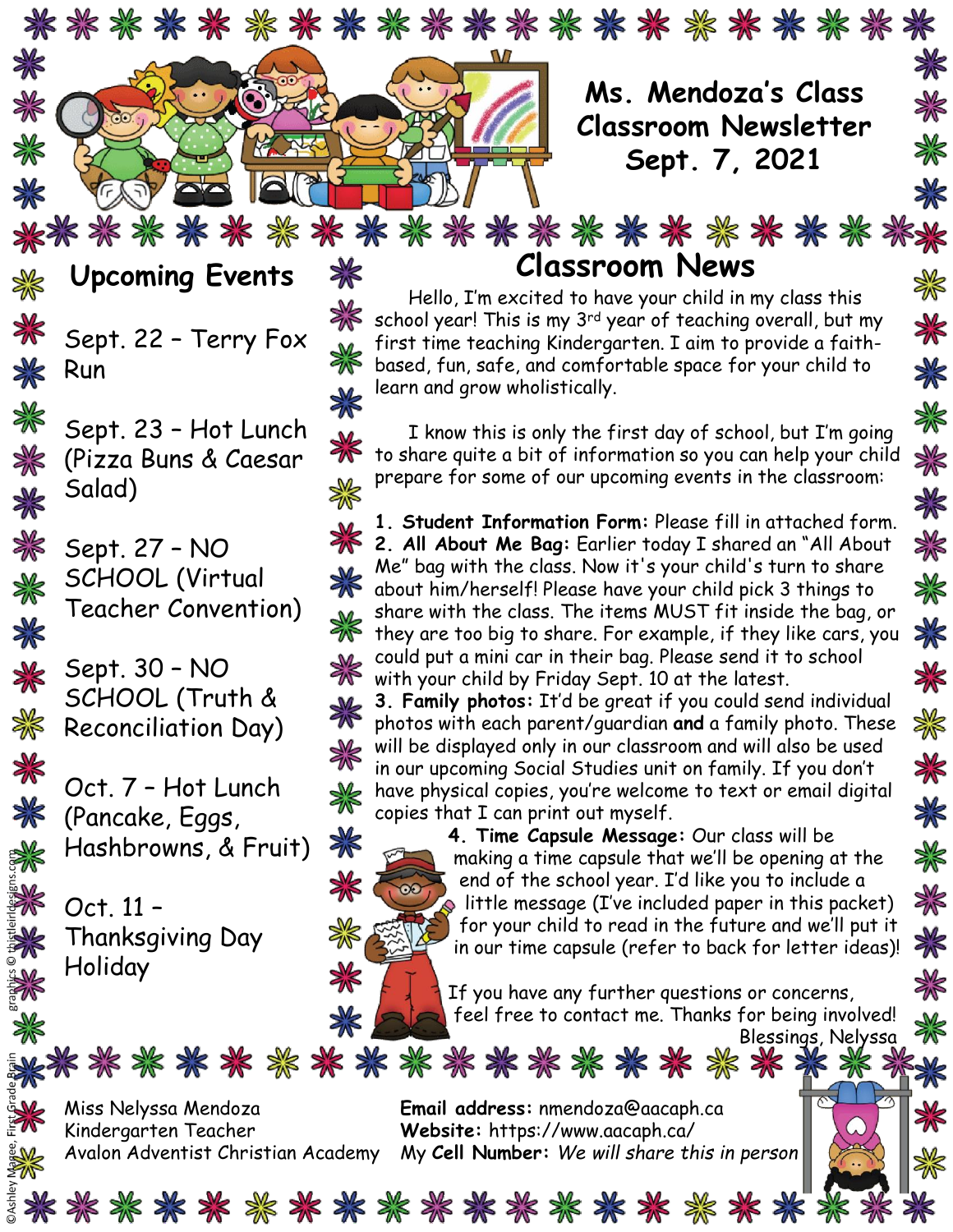# Ms. Mendoza's Class Classroom Newsletter Sept. 7, 2021

## Upcoming Events

Sept. 22 – Terry Fox Run

Sept. 23 – Hot Lunch (Pizza Buns & Caesar Salad)

Sept. 27 – NO SCHOOL (Virtual Teacher Convention)

Sept. 30 – NO SCHOOL (Truth & Reconciliation Day)

Oct. 7 – Hot Lunch (Pancake, Eggs, Hashbrowns, & Fruit)

Oct. 11 – Thanksgiving Day Holiday

## Classroom News

Hello, I'm excited to have your child in my class this school year! This is my 3rd year of teaching overall, but my first time teaching Kindergarten. I aim to provide a faith-based, fun, safe, and comfortable space for your child to learn and grow wholistically.

I know this is only the first day of school, but I'm going to share quite a bit of information so you can help your child prepare for some of our upcoming events in the classroom:

1. **Student Information Form:** Please fill in attached form.
2. **All About Me Bag:** Earlier today I shared an "All About Me" bag with the class. Now it's your child's turn to share about him/herself! Please have your child pick 3 things to share with the class. The items MUST fit inside the bag, or they are too big to share. For example, if they like cars, you could put a mini car in their bag. Please send it to school with your child by Friday Sept. 10 at the latest.
3. **Family photos:** It'd be great if you could send individual photos with each parent/guardian **and** a family photo. These will be displayed only in our classroom and will also be used in our upcoming Social Studies unit on family. If you don't have physical copies, you're welcome to text or email digital copies that I can print out myself.
4. **Time Capsule Message:** Our class will be making a time capsule that we'll be opening at the end of the school year. I'd like you to include a little message (I've included paper in this packet) for your child to read in the future and we'll put it in our time capsule (refer to back for letter ideas)!

If you have any further questions or concerns, feel free to contact me. Thanks for being involved!

Blessings, Nelyssa

Miss Nelyssa Mendoza
Kindergarten Teacher
Avalon Adventist Christian Academy

**Email address:** nmendoza@aacaph.ca
**Website:** https://www.aacaph.ca/
My **Cell Number:** *We will share this in person*

©Ashley Magee, First Grade Brain graphics © thistlegirldesigns.com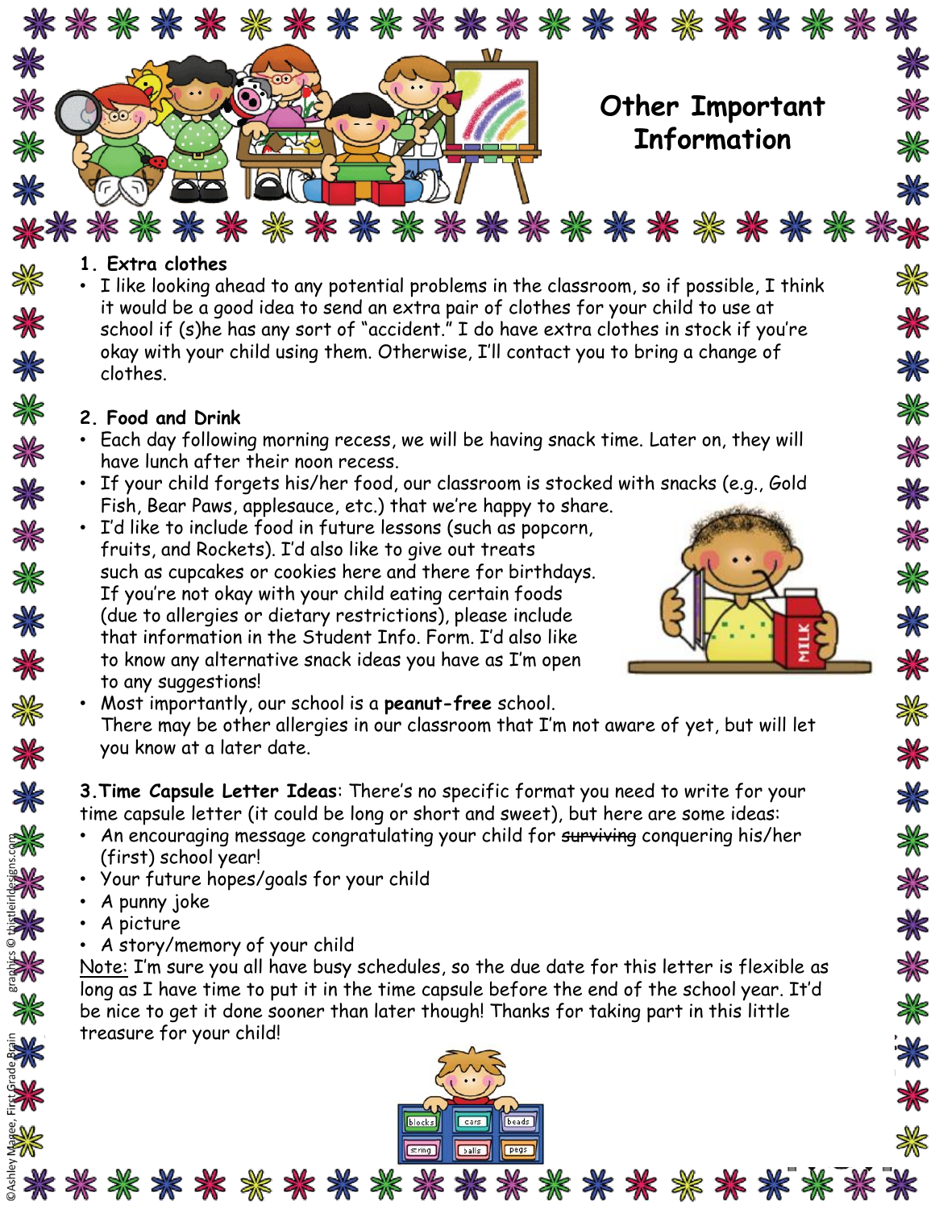# Other Important Information

**1. Extra clothes**

- I like looking ahead to any potential problems in the classroom, so if possible, I think it would be a good idea to send an extra pair of clothes for your child to use at school if (s)he has any sort of "accident." I do have extra clothes in stock if you're okay with your child using them. Otherwise, I'll contact you to bring a change of clothes.

**2. Food and Drink**

- Each day following morning recess, we will be having snack time. Later on, they will have lunch after their noon recess.
- If your child forgets his/her food, our classroom is stocked with snacks (e.g., Gold Fish, Bear Paws, applesauce, etc.) that we're happy to share.
- I'd like to include food in future lessons (such as popcorn, fruits, and Rockets). I'd also like to give out treats such as cupcakes or cookies here and there for birthdays. If you're not okay with your child eating certain foods (due to allergies or dietary restrictions), please include that information in the Student Info. Form. I'd also like to know any alternative snack ideas you have as I'm open to any suggestions!
- Most importantly, our school is a **peanut-free** school. There may be other allergies in our classroom that I'm not aware of yet, but will let you know at a later date.

**3. Time Capsule Letter Ideas**: There's no specific format you need to write for your time capsule letter (it could be long or short and sweet), but here are some ideas:

- An encouraging message congratulating your child for ~~surviving~~ conquering his/her (first) school year!
- Your future hopes/goals for your child
- A punny joke
- A picture
- A story/memory of your child

Note: I'm sure you all have busy schedules, so the due date for this letter is flexible as long as I have time to put it in the time capsule before the end of the school year. It'd be nice to get it done sooner than later though! Thanks for taking part in this little treasure for your child!

©Ashley Magee, First Grade Brain graphics © thistleirldesigns.com